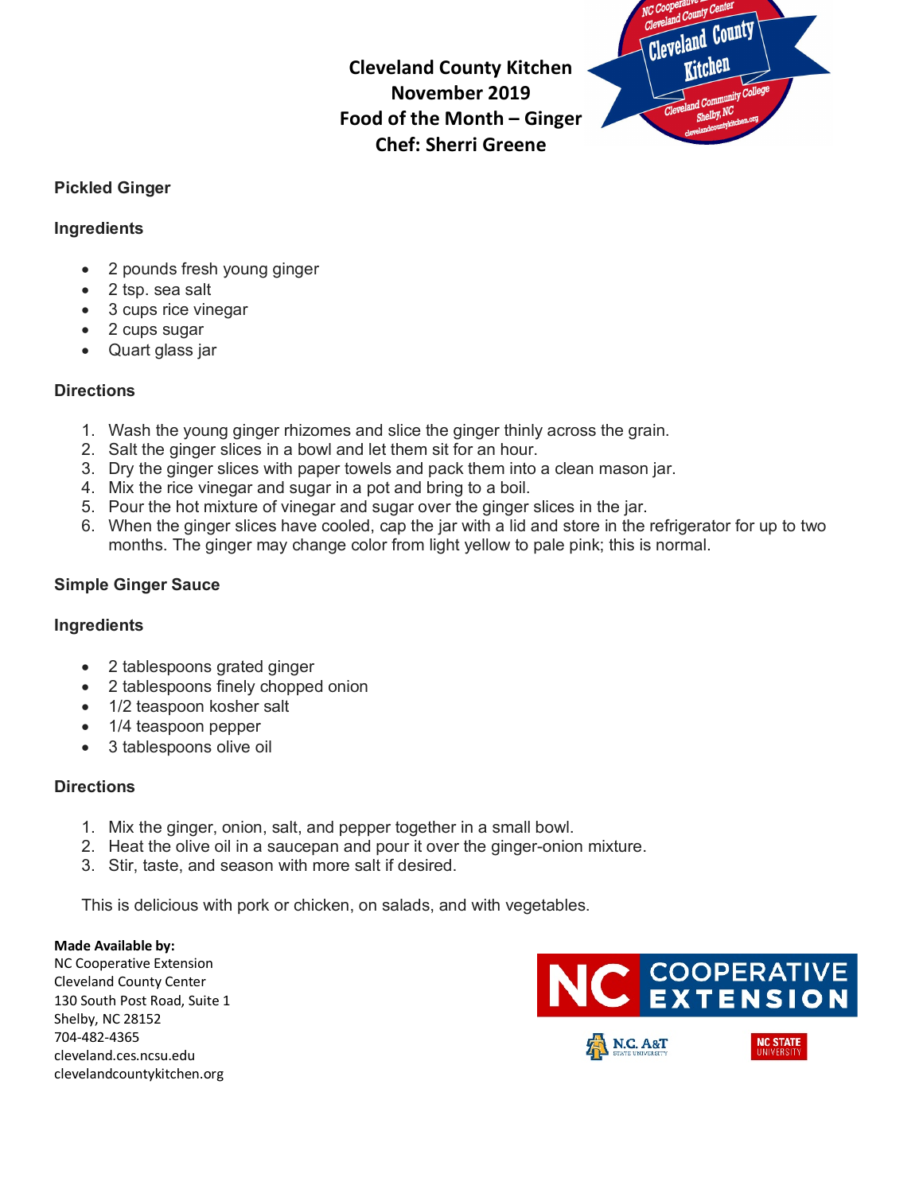# Cleveland County Kitchen
## November 2019
## Food of the Month – Ginger
## Chef: Sherri Greene

### Pickled Ginger

**Ingredients**

- 2 pounds fresh young ginger
- 2 tsp. sea salt
- 3 cups rice vinegar
- 2 cups sugar
- Quart glass jar

**Directions**

1. Wash the young ginger rhizomes and slice the ginger thinly across the grain.
2. Salt the ginger slices in a bowl and let them sit for an hour.
3. Dry the ginger slices with paper towels and pack them into a clean mason jar.
4. Mix the rice vinegar and sugar in a pot and bring to a boil.
5. Pour the hot mixture of vinegar and sugar over the ginger slices in the jar.
6. When the ginger slices have cooled, cap the jar with a lid and store in the refrigerator for up to two months. The ginger may change color from light yellow to pale pink; this is normal.

### Simple Ginger Sauce

**Ingredients**

- 2 tablespoons grated ginger
- 2 tablespoons finely chopped onion
- 1/2 teaspoon kosher salt
- 1/4 teaspoon pepper
- 3 tablespoons olive oil

**Directions**

1. Mix the ginger, onion, salt, and pepper together in a small bowl.
2. Heat the olive oil in a saucepan and pour it over the ginger-onion mixture.
3. Stir, taste, and season with more salt if desired.

This is delicious with pork or chicken, on salads, and with vegetables.

**Made Available by:**
NC Cooperative Extension
Cleveland County Center
130 South Post Road, Suite 1
Shelby, NC 28152
704-482-4365
cleveland.ces.ncsu.edu
clevelandcountykitchen.org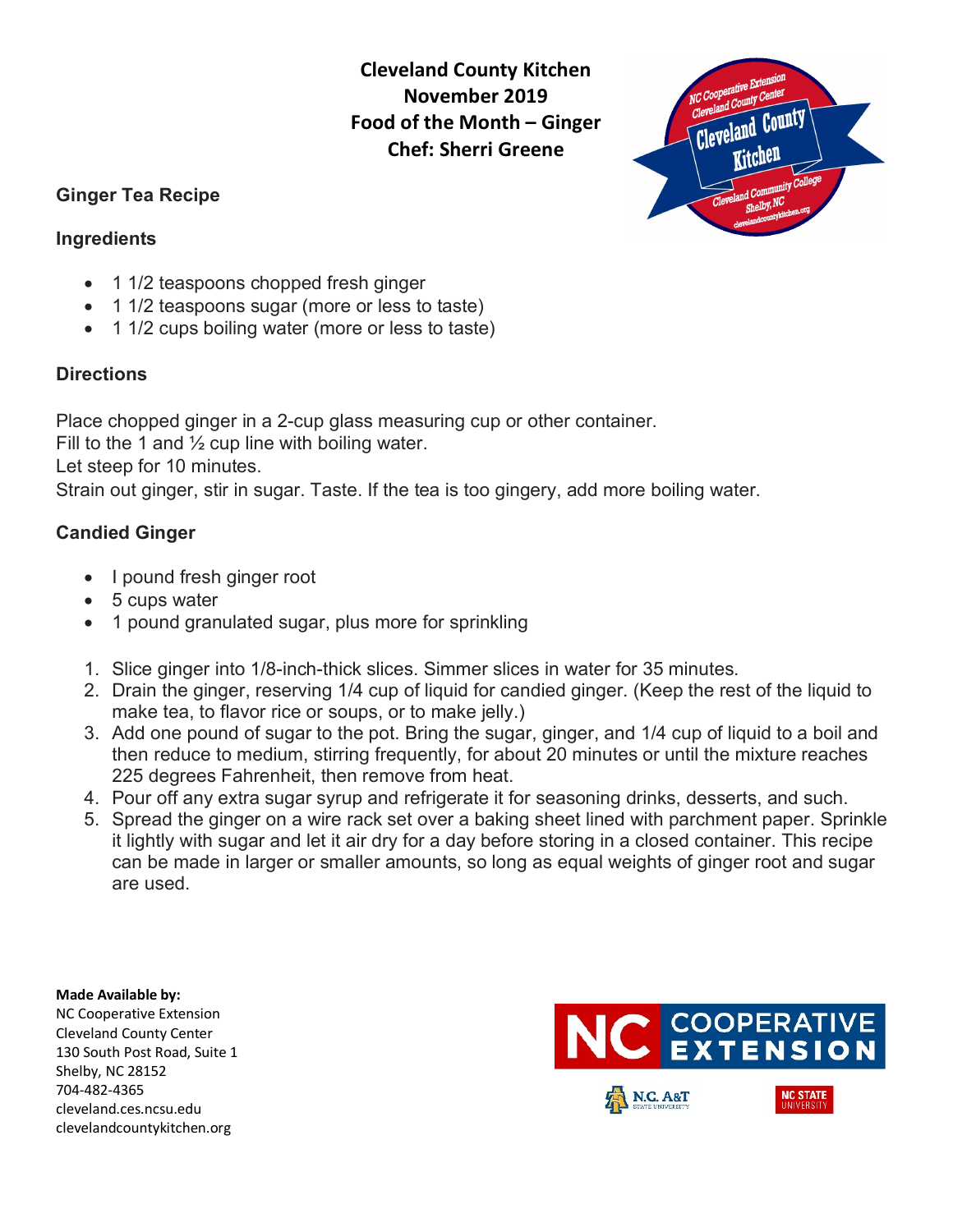**Cleveland County Kitchen**
**November 2019**
**Food of the Month – Ginger**
**Chef: Sherri Greene**

## Ginger Tea Recipe

### Ingredients

- 1 1/2 teaspoons chopped fresh ginger
- 1 1/2 teaspoons sugar (more or less to taste)
- 1 1/2 cups boiling water (more or less to taste)

### Directions

Place chopped ginger in a 2-cup glass measuring cup or other container.
Fill to the 1 and ½ cup line with boiling water.
Let steep for 10 minutes.
Strain out ginger, stir in sugar. Taste. If the tea is too gingery, add more boiling water.

## Candied Ginger

- I pound fresh ginger root
- 5 cups water
- 1 pound granulated sugar, plus more for sprinkling

1. Slice ginger into 1/8-inch-thick slices. Simmer slices in water for 35 minutes.
2. Drain the ginger, reserving 1/4 cup of liquid for candied ginger. (Keep the rest of the liquid to make tea, to flavor rice or soups, or to make jelly.)
3. Add one pound of sugar to the pot. Bring the sugar, ginger, and 1/4 cup of liquid to a boil and then reduce to medium, stirring frequently, for about 20 minutes or until the mixture reaches 225 degrees Fahrenheit, then remove from heat.
4. Pour off any extra sugar syrup and refrigerate it for seasoning drinks, desserts, and such.
5. Spread the ginger on a wire rack set over a baking sheet lined with parchment paper. Sprinkle it lightly with sugar and let it air dry for a day before storing in a closed container. This recipe can be made in larger or smaller amounts, so long as equal weights of ginger root and sugar are used.

**Made Available by:**
NC Cooperative Extension
Cleveland County Center
130 South Post Road, Suite 1
Shelby, NC 28152
704-482-4365
cleveland.ces.ncsu.edu
clevelandcountykitchen.org